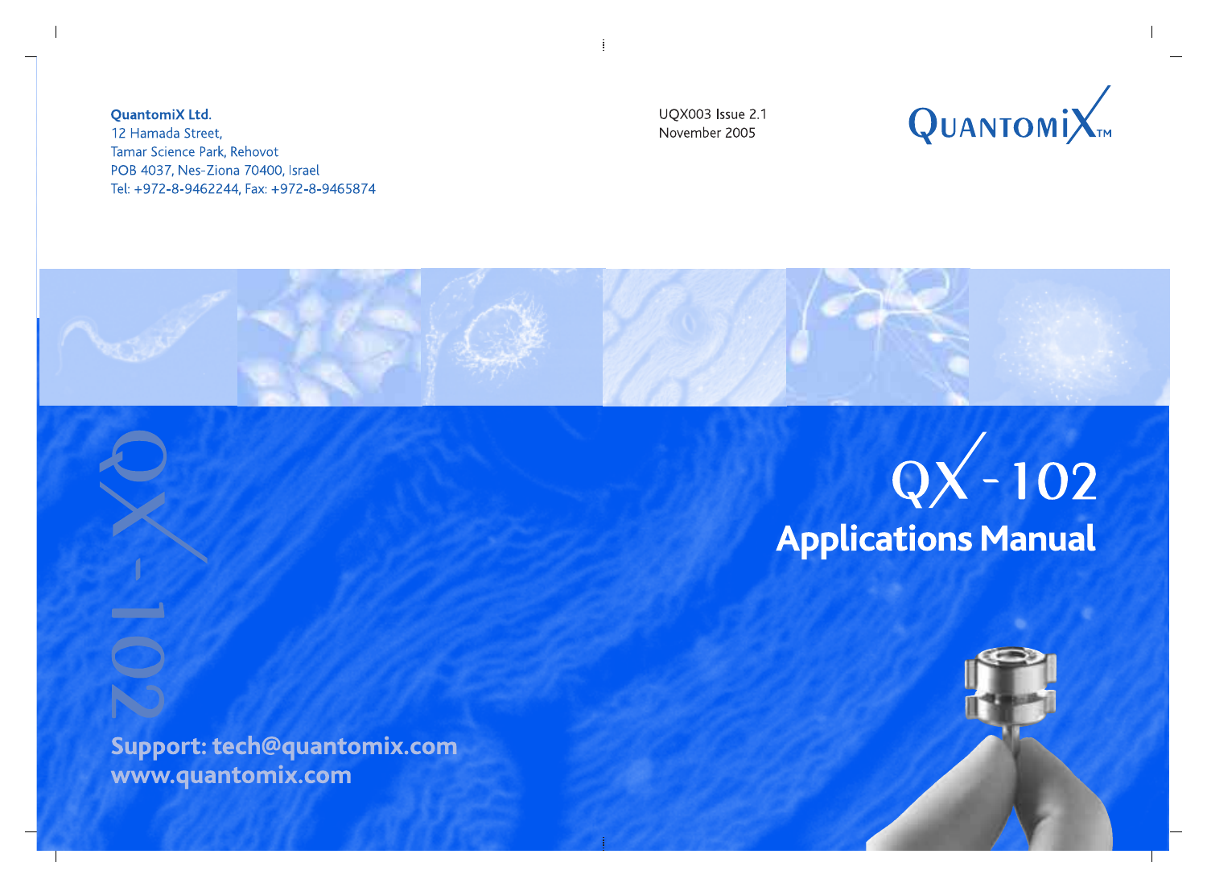**QuantomiX Ltd.**
12 Hamada Street,
Tamar Science Park, Rehovot
POB 4037, Nes-Ziona 70400, Israel
Tel: +972-8-9462244, Fax: +972-8-9465874

UQX003 Issue 2.1
November 2005

QUANTOMIX™

# QX-102

## Applications Manual

**Support: tech@quantomix.com**
**www.quantomix.com**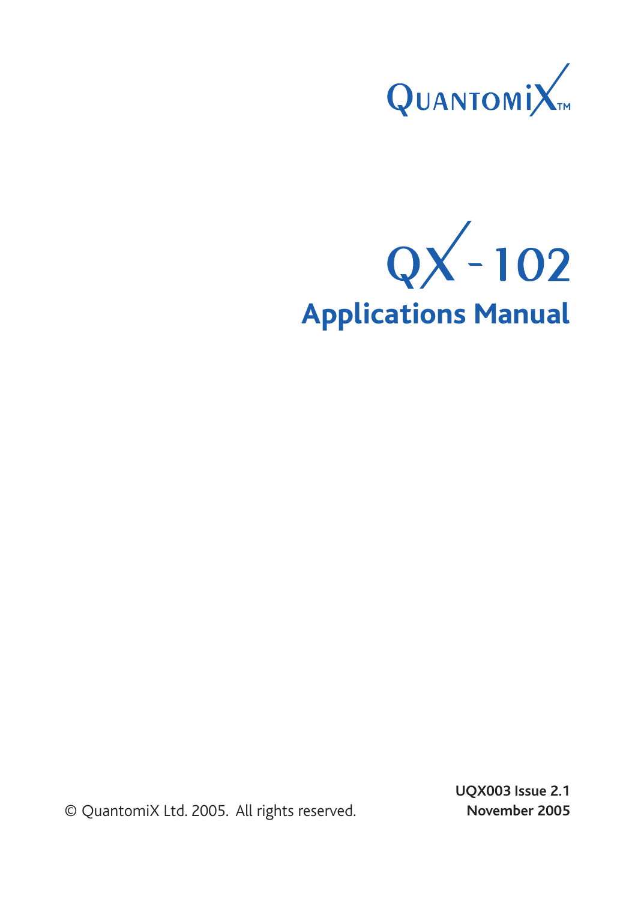QuantomiX™

# QX-102

# Applications Manual

© QuantomiX Ltd. 2005. All rights reserved.

**UQX003 Issue 2.1**
**November 2005**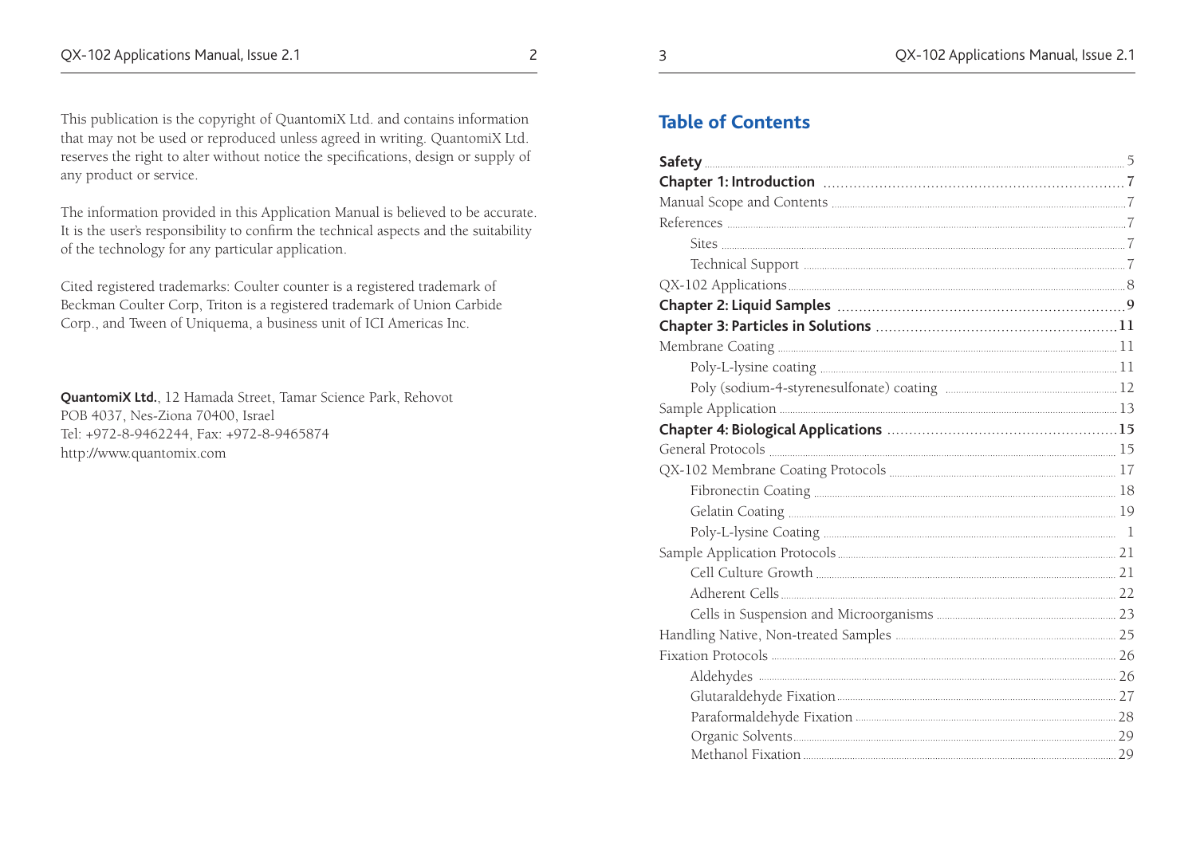This publication is the copyright of QuantomiX Ltd. and contains information that may not be used or reproduced unless agreed in writing. QuantomiX Ltd. reserves the right to alter without notice the specifications, design or supply of any product or service.

The information provided in this Application Manual is believed to be accurate. It is the user's responsibility to confirm the technical aspects and the suitability of the technology for any particular application.

Cited registered trademarks: Coulter counter is a registered trademark of Beckman Coulter Corp, Triton is a registered trademark of Union Carbide Corp., and Tween of Uniquema, a business unit of ICI Americas Inc.

**QuantomiX Ltd.**, 12 Hamada Street, Tamar Science Park, Rehovot
POB 4037, Nes-Ziona 70400, Israel
Tel: +972-8-9462244, Fax: +972-8-9465874
http://www.quantomix.com

## Table of Contents

**Safety** ..... 5
**Chapter 1: Introduction** ..... 7
Manual Scope and Contents ..... 7
References ..... 7
- Sites ..... 7
- Technical Support ..... 7

QX-102 Applications ..... 8
**Chapter 2: Liquid Samples** ..... 9
**Chapter 3: Particles in Solutions** ..... 11
Membrane Coating ..... 11
- Poly-L-lysine coating ..... 11
- Poly (sodium-4-styrenesulfonate) coating ..... 12

Sample Application ..... 13
**Chapter 4: Biological Applications** ..... 15
General Protocols ..... 15
QX-102 Membrane Coating Protocols ..... 17
- Fibronectin Coating ..... 18
- Gelatin Coating ..... 19
- Poly-L-lysine Coating ..... 1

Sample Application Protocols ..... 21
- Cell Culture Growth ..... 21
- Adherent Cells ..... 22
- Cells in Suspension and Microorganisms ..... 23

Handling Native, Non-treated Samples ..... 25
Fixation Protocols ..... 26
- Aldehydes ..... 26
- Glutaraldehyde Fixation ..... 27
- Paraformaldehyde Fixation ..... 28
- Organic Solvents ..... 29
- Methanol Fixation ..... 29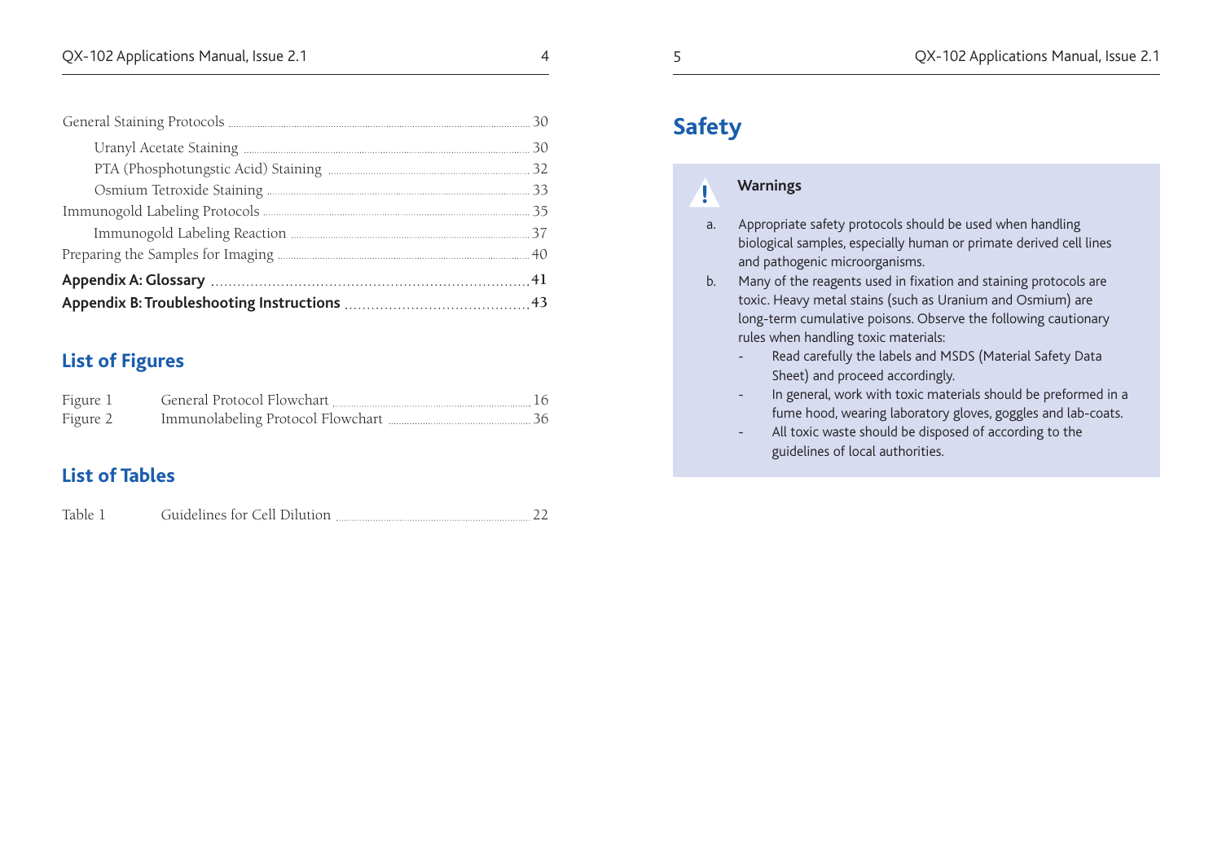General Staining Protocols ........ 30

- Uranyl Acetate Staining ........ 30
- PTA (Phosphotungstic Acid) Staining ........ 32
- Osmium Tetroxide Staining ........ 33

Immunogold Labeling Protocols ........ 35

- Immunogold Labeling Reaction ........ 37

Preparing the Samples for Imaging ........ 40

**Appendix A: Glossary ........ 41**

**Appendix B: Troubleshooting Instructions ........ 43**

## List of Figures

| | | |
|---|---|---|
| Figure 1 | General Protocol Flowchart | 16 |
| Figure 2 | Immunolabeling Protocol Flowchart | 36 |

## List of Tables

| | | |
|---|---|---|
| Table 1 | Guidelines for Cell Dilution | 22 |

# Safety

**Warnings**

a. Appropriate safety protocols should be used when handling biological samples, especially human or primate derived cell lines and pathogenic microorganisms.

b. Many of the reagents used in fixation and staining protocols are toxic. Heavy metal stains (such as Uranium and Osmium) are long-term cumulative poisons. Observe the following cautionary rules when handling toxic materials:
   - Read carefully the labels and MSDS (Material Safety Data Sheet) and proceed accordingly.
   - In general, work with toxic materials should be preformed in a fume hood, wearing laboratory gloves, goggles and lab-coats.
   - All toxic waste should be disposed of according to the guidelines of local authorities.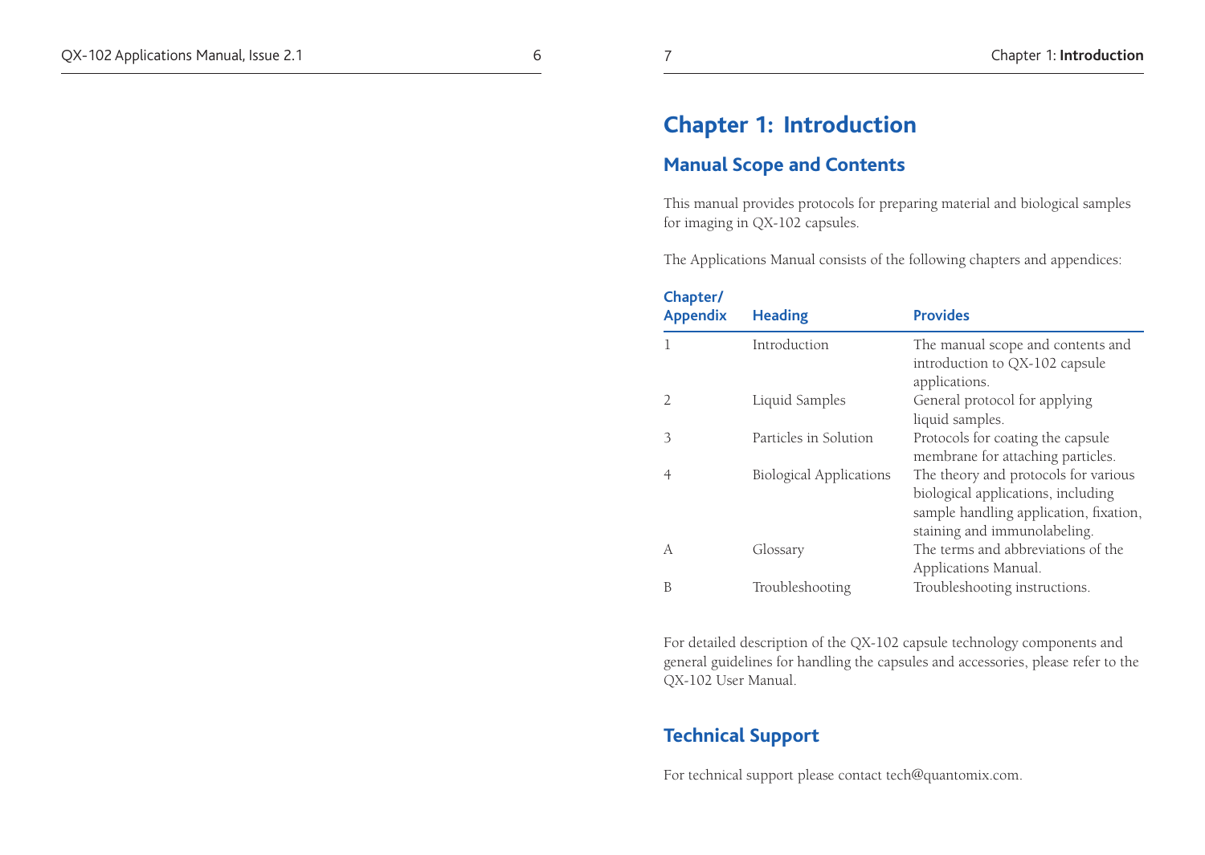# Chapter 1: Introduction

## Manual Scope and Contents

This manual provides protocols for preparing material and biological samples for imaging in QX-102 capsules.

The Applications Manual consists of the following chapters and appendices:

| Chapter/ Appendix | Heading | Provides |
|---|---|---|
| 1 | Introduction | The manual scope and contents and introduction to QX-102 capsule applications. |
| 2 | Liquid Samples | General protocol for applying liquid samples. |
| 3 | Particles in Solution | Protocols for coating the capsule membrane for attaching particles. |
| 4 | Biological Applications | The theory and protocols for various biological applications, including sample handling application, fixation, staining and immunolabeling. |
| A | Glossary | The terms and abbreviations of the Applications Manual. |
| B | Troubleshooting | Troubleshooting instructions. |

For detailed description of the QX-102 capsule technology components and general guidelines for handling the capsules and accessories, please refer to the QX-102 User Manual.

## Technical Support

For technical support please contact tech@quantomix.com.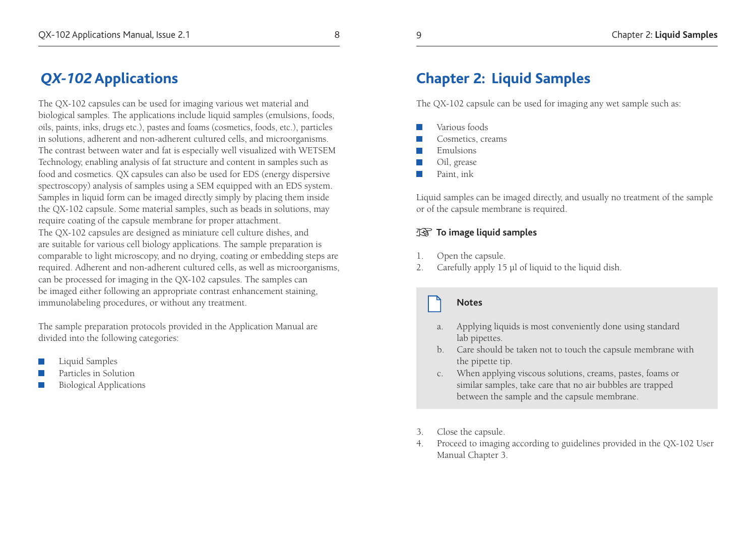# *QX-102* Applications

The QX-102 capsules can be used for imaging various wet material and biological samples. The applications include liquid samples (emulsions, foods, oils, paints, inks, drugs etc.), pastes and foams (cosmetics, foods, etc.), particles in solutions, adherent and non-adherent cultured cells, and microorganisms. The contrast between water and fat is especially well visualized with WETSEM Technology, enabling analysis of fat structure and content in samples such as food and cosmetics. QX capsules can also be used for EDS (energy dispersive spectroscopy) analysis of samples using a SEM equipped with an EDS system. Samples in liquid form can be imaged directly simply by placing them inside the QX-102 capsule. Some material samples, such as beads in solutions, may require coating of the capsule membrane for proper attachment.
The QX-102 capsules are designed as miniature cell culture dishes, and are suitable for various cell biology applications. The sample preparation is comparable to light microscopy, and no drying, coating or embedding steps are required. Adherent and non-adherent cultured cells, as well as microorganisms, can be processed for imaging in the QX-102 capsules. The samples can be imaged either following an appropriate contrast enhancement staining, immunolabeling procedures, or without any treatment.

The sample preparation protocols provided in the Application Manual are divided into the following categories:

- Liquid Samples
- Particles in Solution
- Biological Applications

# Chapter 2: Liquid Samples

The QX-102 capsule can be used for imaging any wet sample such as:

- Various foods
- Cosmetics, creams
- Emulsions
- Oil, grease
- Paint, ink

Liquid samples can be imaged directly, and usually no treatment of the sample or of the capsule membrane is required.

**☞ To image liquid samples**

1. Open the capsule.
2. Carefully apply 15 µl of liquid to the liquid dish.

> **Notes**
>
> a. Applying liquids is most conveniently done using standard lab pipettes.
> b. Care should be taken not to touch the capsule membrane with the pipette tip.
> c. When applying viscous solutions, creams, pastes, foams or similar samples, take care that no air bubbles are trapped between the sample and the capsule membrane.

3. Close the capsule.
4. Proceed to imaging according to guidelines provided in the QX-102 User Manual Chapter 3.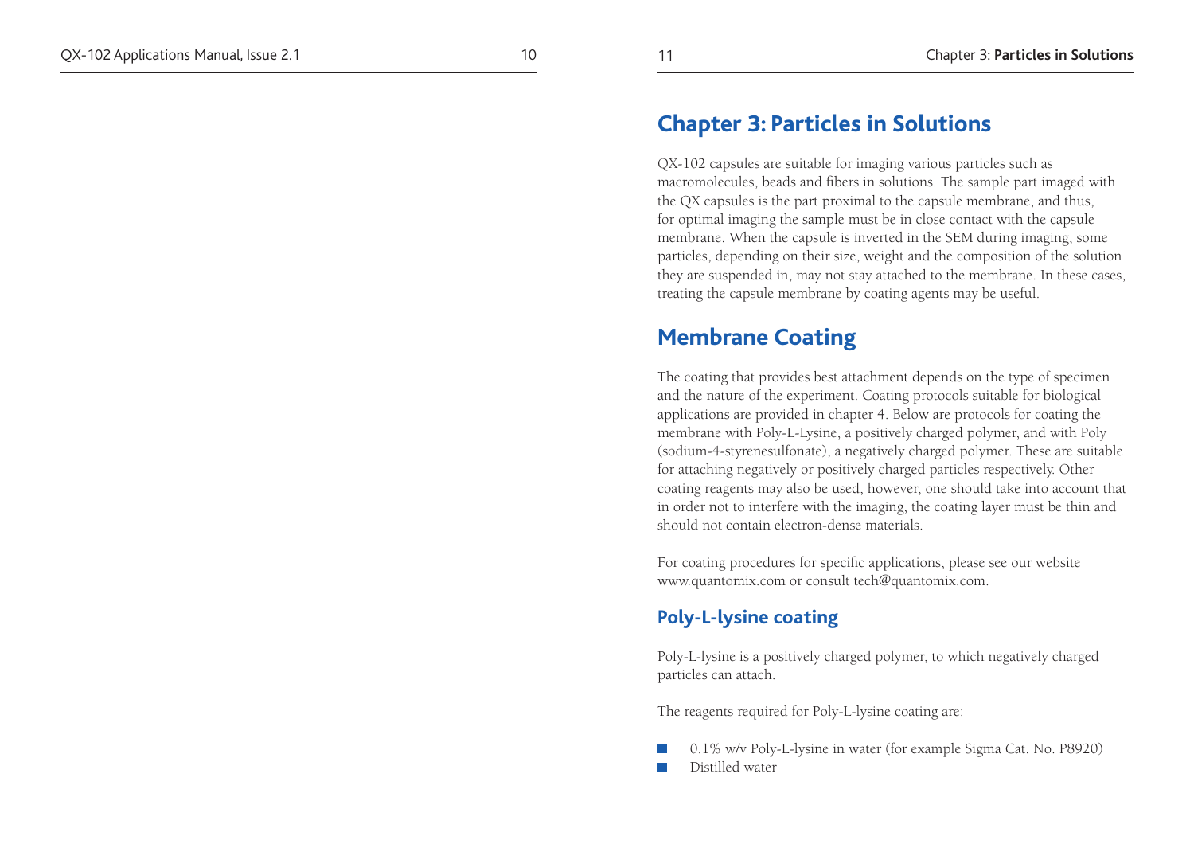# Chapter 3: Particles in Solutions

QX-102 capsules are suitable for imaging various particles such as macromolecules, beads and fibers in solutions. The sample part imaged with the QX capsules is the part proximal to the capsule membrane, and thus, for optimal imaging the sample must be in close contact with the capsule membrane. When the capsule is inverted in the SEM during imaging, some particles, depending on their size, weight and the composition of the solution they are suspended in, may not stay attached to the membrane. In these cases, treating the capsule membrane by coating agents may be useful.

## Membrane Coating

The coating that provides best attachment depends on the type of specimen and the nature of the experiment. Coating protocols suitable for biological applications are provided in chapter 4. Below are protocols for coating the membrane with Poly-L-Lysine, a positively charged polymer, and with Poly (sodium-4-styrenesulfonate), a negatively charged polymer. These are suitable for attaching negatively or positively charged particles respectively. Other coating reagents may also be used, however, one should take into account that in order not to interfere with the imaging, the coating layer must be thin and should not contain electron-dense materials.

For coating procedures for specific applications, please see our website www.quantomix.com or consult tech@quantomix.com.

### Poly-L-lysine coating

Poly-L-lysine is a positively charged polymer, to which negatively charged particles can attach.

The reagents required for Poly-L-lysine coating are:

- 0.1% w/v Poly-L-lysine in water (for example Sigma Cat. No. P8920)
- Distilled water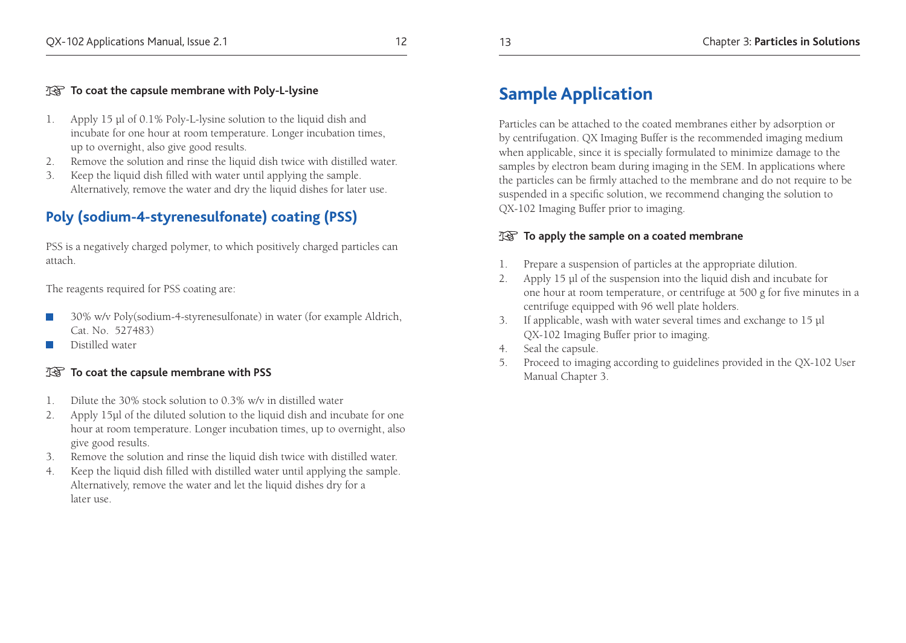☞ **To coat the capsule membrane with Poly-L-lysine**

1. Apply 15 µl of 0.1% Poly-L-lysine solution to the liquid dish and incubate for one hour at room temperature. Longer incubation times, up to overnight, also give good results.
2. Remove the solution and rinse the liquid dish twice with distilled water.
3. Keep the liquid dish filled with water until applying the sample. Alternatively, remove the water and dry the liquid dishes for later use.

## Poly (sodium-4-styrenesulfonate) coating (PSS)

PSS is a negatively charged polymer, to which positively charged particles can attach.

The reagents required for PSS coating are:

- 30% w/v Poly(sodium-4-styrenesulfonate) in water (for example Aldrich, Cat. No. 527483)
- Distilled water

☞ **To coat the capsule membrane with PSS**

1. Dilute the 30% stock solution to 0.3% w/v in distilled water
2. Apply 15µl of the diluted solution to the liquid dish and incubate for one hour at room temperature. Longer incubation times, up to overnight, also give good results.
3. Remove the solution and rinse the liquid dish twice with distilled water.
4. Keep the liquid dish filled with distilled water until applying the sample. Alternatively, remove the water and let the liquid dishes dry for a later use.

# Sample Application

Particles can be attached to the coated membranes either by adsorption or by centrifugation. QX Imaging Buffer is the recommended imaging medium when applicable, since it is specially formulated to minimize damage to the samples by electron beam during imaging in the SEM. In applications where the particles can be firmly attached to the membrane and do not require to be suspended in a specific solution, we recommend changing the solution to QX-102 Imaging Buffer prior to imaging.

☞ **To apply the sample on a coated membrane**

1. Prepare a suspension of particles at the appropriate dilution.
2. Apply 15 µl of the suspension into the liquid dish and incubate for one hour at room temperature, or centrifuge at 500 g for five minutes in a centrifuge equipped with 96 well plate holders.
3. If applicable, wash with water several times and exchange to 15 µl QX-102 Imaging Buffer prior to imaging.
4. Seal the capsule.
5. Proceed to imaging according to guidelines provided in the QX-102 User Manual Chapter 3.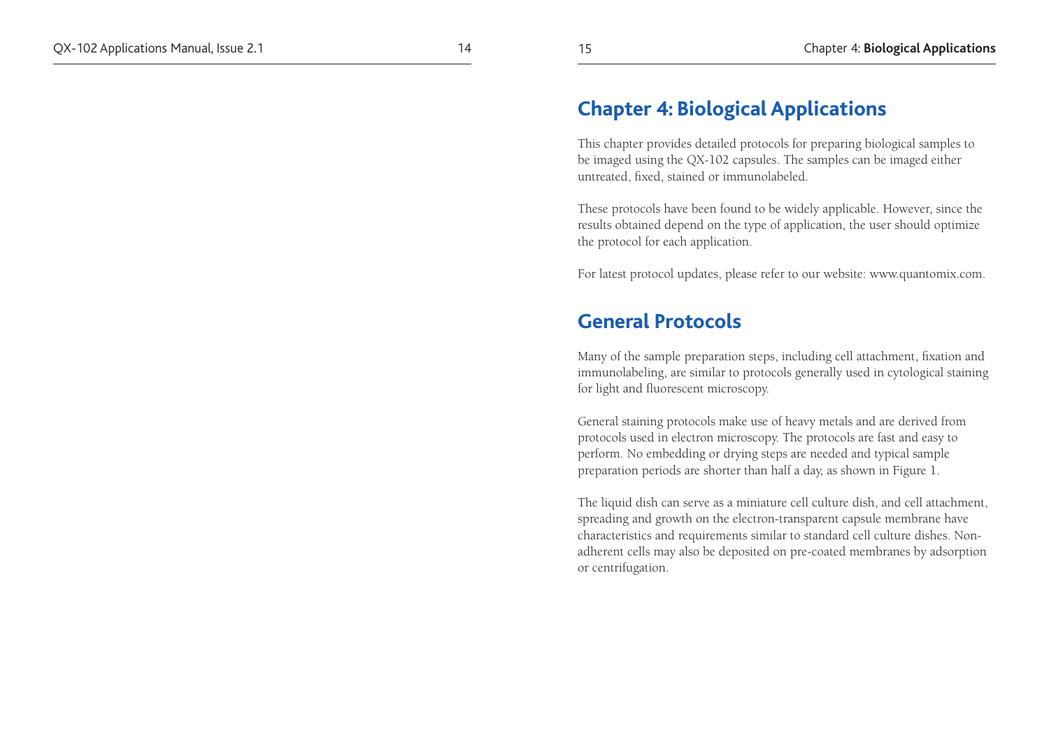# Chapter 4: Biological Applications

This chapter provides detailed protocols for preparing biological samples to be imaged using the QX-102 capsules. The samples can be imaged either untreated, fixed, stained or immunolabeled.

These protocols have been found to be widely applicable. However, since the results obtained depend on the type of application, the user should optimize the protocol for each application.

For latest protocol updates, please refer to our website: www.quantomix.com.

## General Protocols

Many of the sample preparation steps, including cell attachment, fixation and immunolabeling, are similar to protocols generally used in cytological staining for light and fluorescent microscopy.

General staining protocols make use of heavy metals and are derived from protocols used in electron microscopy. The protocols are fast and easy to perform. No embedding or drying steps are needed and typical sample preparation periods are shorter than half a day, as shown in Figure 1.

The liquid dish can serve as a miniature cell culture dish, and cell attachment, spreading and growth on the electron-transparent capsule membrane have characteristics and requirements similar to standard cell culture dishes. Non-adherent cells may also be deposited on pre-coated membranes by adsorption or centrifugation.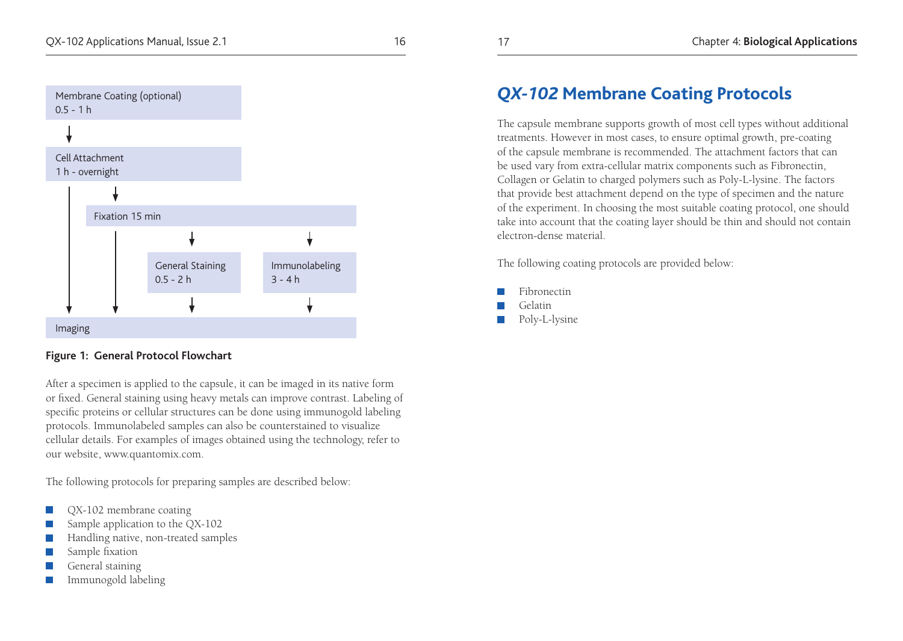Membrane Coating (optional)
0.5 - 1 h

↓

Cell Attachment
1 h - overnight

↓

Fixation 15 min

↓ ↓

General Staining
0.5 - 2 h

Immunolabeling
3 - 4 h

↓ ↓

Imaging

**Figure 1: General Protocol Flowchart**

After a specimen is applied to the capsule, it can be imaged in its native form or fixed. General staining using heavy metals can improve contrast. Labeling of specific proteins or cellular structures can be done using immunogold labeling protocols. Immunolabeled samples can also be counterstained to visualize cellular details. For examples of images obtained using the technology, refer to our website, www.quantomix.com.

The following protocols for preparing samples are described below:

- QX-102 membrane coating
- Sample application to the QX-102
- Handling native, non-treated samples
- Sample fixation
- General staining
- Immunogold labeling

## *QX-102* Membrane Coating Protocols

The capsule membrane supports growth of most cell types without additional treatments. However in most cases, to ensure optimal growth, pre-coating of the capsule membrane is recommended. The attachment factors that can be used vary from extra-cellular matrix components such as Fibronectin, Collagen or Gelatin to charged polymers such as Poly-L-lysine. The factors that provide best attachment depend on the type of specimen and the nature of the experiment. In choosing the most suitable coating protocol, one should take into account that the coating layer should be thin and should not contain electron-dense material.

The following coating protocols are provided below:

- Fibronectin
- Gelatin
- Poly-L-lysine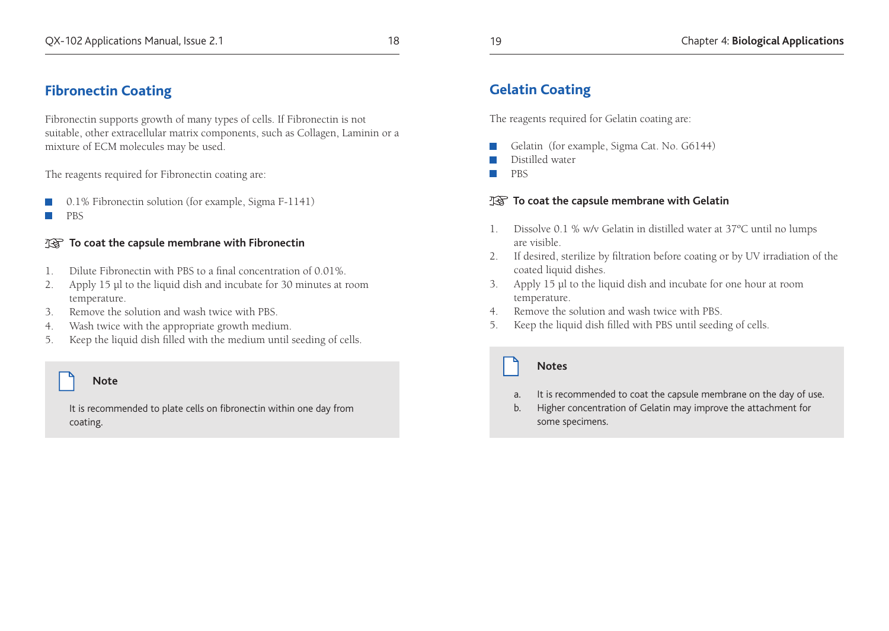## Fibronectin Coating

Fibronectin supports growth of many types of cells. If Fibronectin is not suitable, other extracellular matrix components, such as Collagen, Laminin or a mixture of ECM molecules may be used.

The reagents required for Fibronectin coating are:

- 0.1% Fibronectin solution (for example, Sigma F-1141)
- PBS

### ☞ To coat the capsule membrane with Fibronectin

1. Dilute Fibronectin with PBS to a final concentration of 0.01%.
2. Apply 15 µl to the liquid dish and incubate for 30 minutes at room temperature.
3. Remove the solution and wash twice with PBS.
4. Wash twice with the appropriate growth medium.
5. Keep the liquid dish filled with the medium until seeding of cells.

> **Note**
>
> It is recommended to plate cells on fibronectin within one day from coating.

## Gelatin Coating

The reagents required for Gelatin coating are:

- Gelatin (for example, Sigma Cat. No. G6144)
- Distilled water
- PBS

### ☞ To coat the capsule membrane with Gelatin

1. Dissolve 0.1 % w/v Gelatin in distilled water at 37ºC until no lumps are visible.
2. If desired, sterilize by filtration before coating or by UV irradiation of the coated liquid dishes.
3. Apply 15 µl to the liquid dish and incubate for one hour at room temperature.
4. Remove the solution and wash twice with PBS.
5. Keep the liquid dish filled with PBS until seeding of cells.

> **Notes**
>
> a. It is recommended to coat the capsule membrane on the day of use.
>
> b. Higher concentration of Gelatin may improve the attachment for some specimens.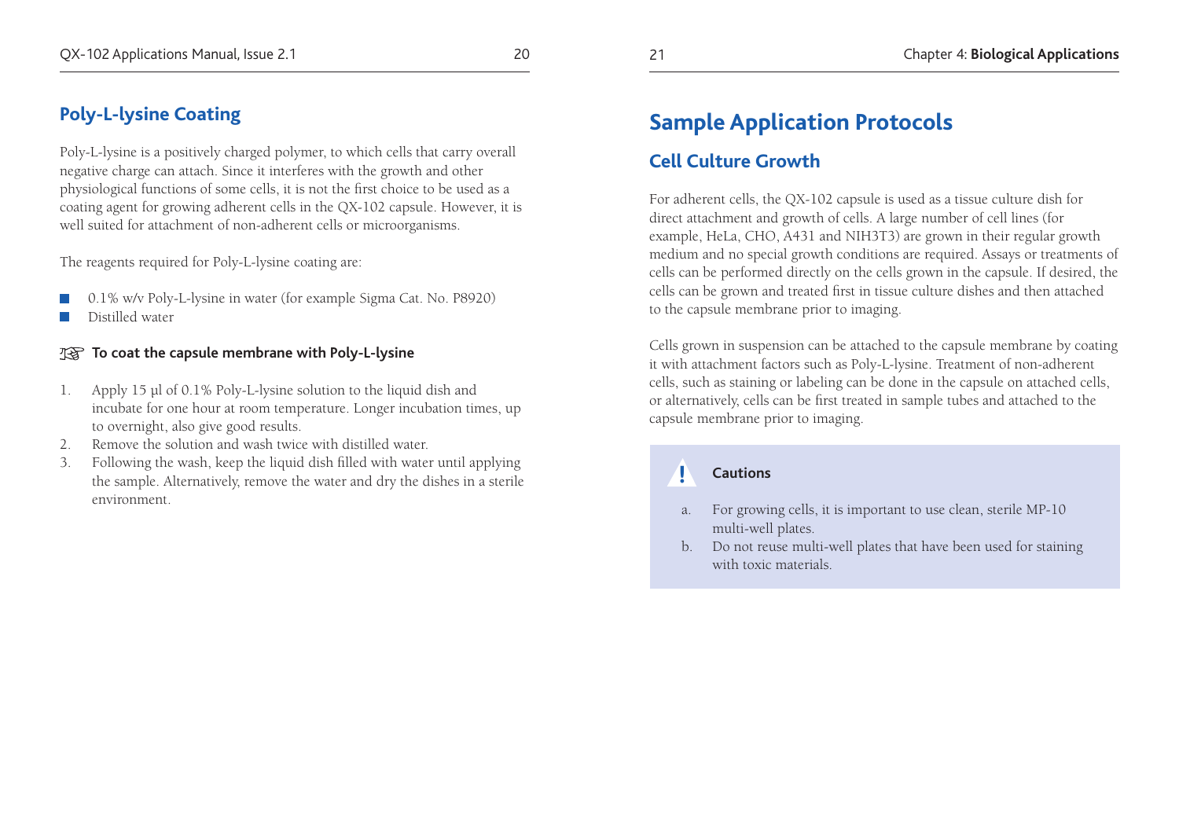## Poly-L-lysine Coating

Poly-L-lysine is a positively charged polymer, to which cells that carry overall negative charge can attach. Since it interferes with the growth and other physiological functions of some cells, it is not the first choice to be used as a coating agent for growing adherent cells in the QX-102 capsule. However, it is well suited for attachment of non-adherent cells or microorganisms.

The reagents required for Poly-L-lysine coating are:

- 0.1% w/v Poly-L-lysine in water (for example Sigma Cat. No. P8920)
- Distilled water

**☞ To coat the capsule membrane with Poly-L-lysine**

1. Apply 15 µl of 0.1% Poly-L-lysine solution to the liquid dish and incubate for one hour at room temperature. Longer incubation times, up to overnight, also give good results.
2. Remove the solution and wash twice with distilled water.
3. Following the wash, keep the liquid dish filled with water until applying the sample. Alternatively, remove the water and dry the dishes in a sterile environment.

# Sample Application Protocols

## Cell Culture Growth

For adherent cells, the QX-102 capsule is used as a tissue culture dish for direct attachment and growth of cells. A large number of cell lines (for example, HeLa, CHO, A431 and NIH3T3) are grown in their regular growth medium and no special growth conditions are required. Assays or treatments of cells can be performed directly on the cells grown in the capsule. If desired, the cells can be grown and treated first in tissue culture dishes and then attached to the capsule membrane prior to imaging.

Cells grown in suspension can be attached to the capsule membrane by coating it with attachment factors such as Poly-L-lysine. Treatment of non-adherent cells, such as staining or labeling can be done in the capsule on attached cells, or alternatively, cells can be first treated in sample tubes and attached to the capsule membrane prior to imaging.

> **! Cautions**
>
> a. For growing cells, it is important to use clean, sterile MP-10 multi-well plates.
>
> b. Do not reuse multi-well plates that have been used for staining with toxic materials.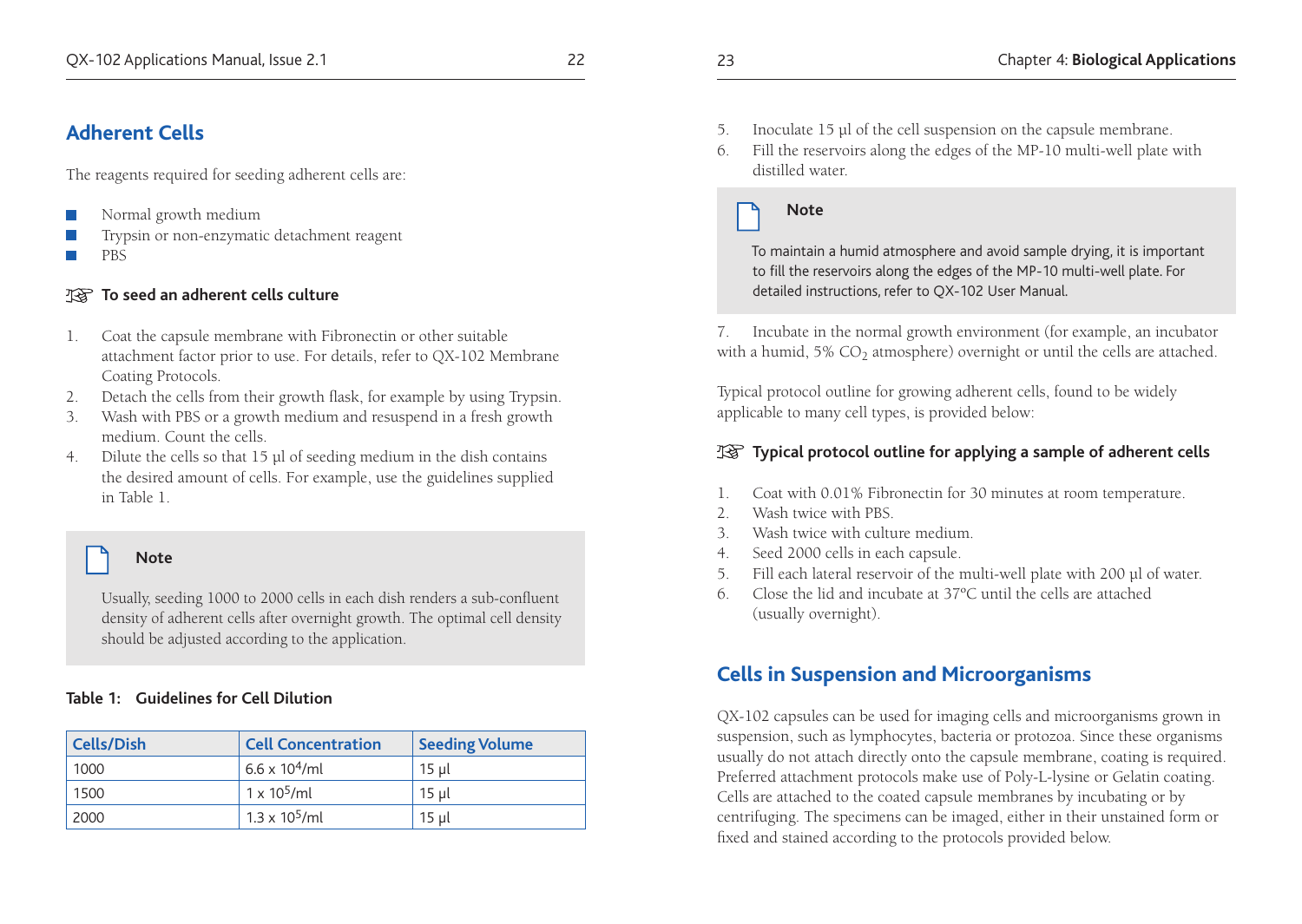## Adherent Cells

The reagents required for seeding adherent cells are:

- Normal growth medium
- Trypsin or non-enzymatic detachment reagent
- PBS

### To seed an adherent cells culture

1. Coat the capsule membrane with Fibronectin or other suitable attachment factor prior to use. For details, refer to QX-102 Membrane Coating Protocols.
2. Detach the cells from their growth flask, for example by using Trypsin.
3. Wash with PBS or a growth medium and resuspend in a fresh growth medium. Count the cells.
4. Dilute the cells so that 15 µl of seeding medium in the dish contains the desired amount of cells. For example, use the guidelines supplied in Table 1.

> **Note**
>
> Usually, seeding 1000 to 2000 cells in each dish renders a sub-confluent density of adherent cells after overnight growth. The optimal cell density should be adjusted according to the application.

**Table 1: Guidelines for Cell Dilution**

| Cells/Dish | Cell Concentration | Seeding Volume |
| --- | --- | --- |
| 1000 | $6.6 \times 10^4$/ml | 15 µl |
| 1500 | $1 \times 10^5$/ml | 15 µl |
| 2000 | $1.3 \times 10^5$/ml | 15 µl |

5. Inoculate 15 µl of the cell suspension on the capsule membrane.
6. Fill the reservoirs along the edges of the MP-10 multi-well plate with distilled water.

> **Note**
>
> To maintain a humid atmosphere and avoid sample drying, it is important to fill the reservoirs along the edges of the MP-10 multi-well plate. For detailed instructions, refer to QX-102 User Manual.

7. Incubate in the normal growth environment (for example, an incubator with a humid, 5% $CO_2$ atmosphere) overnight or until the cells are attached.

Typical protocol outline for growing adherent cells, found to be widely applicable to many cell types, is provided below:

### Typical protocol outline for applying a sample of adherent cells

1. Coat with 0.01% Fibronectin for 30 minutes at room temperature.
2. Wash twice with PBS.
3. Wash twice with culture medium.
4. Seed 2000 cells in each capsule.
5. Fill each lateral reservoir of the multi-well plate with 200 µl of water.
6. Close the lid and incubate at 37°C until the cells are attached (usually overnight).

## Cells in Suspension and Microorganisms

QX-102 capsules can be used for imaging cells and microorganisms grown in suspension, such as lymphocytes, bacteria or protozoa. Since these organisms usually do not attach directly onto the capsule membrane, coating is required. Preferred attachment protocols make use of Poly-L-lysine or Gelatin coating. Cells are attached to the coated capsule membranes by incubating or by centrifuging. The specimens can be imaged, either in their unstained form or fixed and stained according to the protocols provided below.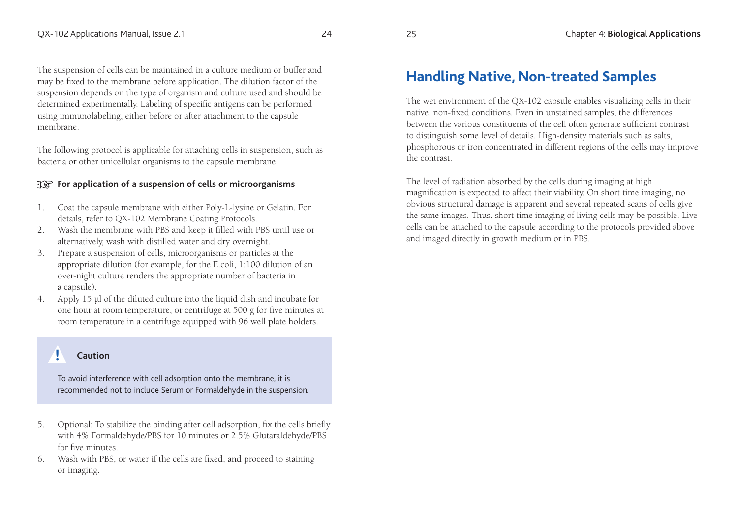The suspension of cells can be maintained in a culture medium or buffer and may be fixed to the membrane before application. The dilution factor of the suspension depends on the type of organism and culture used and should be determined experimentally. Labeling of specific antigens can be performed using immunolabeling, either before or after attachment to the capsule membrane.

The following protocol is applicable for attaching cells in suspension, such as bacteria or other unicellular organisms to the capsule membrane.

**☞ For application of a suspension of cells or microorganisms**

1. Coat the capsule membrane with either Poly-L-lysine or Gelatin. For details, refer to QX-102 Membrane Coating Protocols.
2. Wash the membrane with PBS and keep it filled with PBS until use or alternatively, wash with distilled water and dry overnight.
3. Prepare a suspension of cells, microorganisms or particles at the appropriate dilution (for example, for the E.coli, 1:100 dilution of an over-night culture renders the appropriate number of bacteria in a capsule).
4. Apply 15 µl of the diluted culture into the liquid dish and incubate for one hour at room temperature, or centrifuge at 500 g for five minutes at room temperature in a centrifuge equipped with 96 well plate holders.

> **! Caution**
>
> To avoid interference with cell adsorption onto the membrane, it is recommended not to include Serum or Formaldehyde in the suspension.

5. Optional: To stabilize the binding after cell adsorption, fix the cells briefly with 4% Formaldehyde/PBS for 10 minutes or 2.5% Glutaraldehyde/PBS for five minutes.
6. Wash with PBS, or water if the cells are fixed, and proceed to staining or imaging.

## Handling Native, Non-treated Samples

The wet environment of the QX-102 capsule enables visualizing cells in their native, non-fixed conditions. Even in unstained samples, the differences between the various constituents of the cell often generate sufficient contrast to distinguish some level of details. High-density materials such as salts, phosphorous or iron concentrated in different regions of the cells may improve the contrast.

The level of radiation absorbed by the cells during imaging at high magnification is expected to affect their viability. On short time imaging, no obvious structural damage is apparent and several repeated scans of cells give the same images. Thus, short time imaging of living cells may be possible. Live cells can be attached to the capsule according to the protocols provided above and imaged directly in growth medium or in PBS.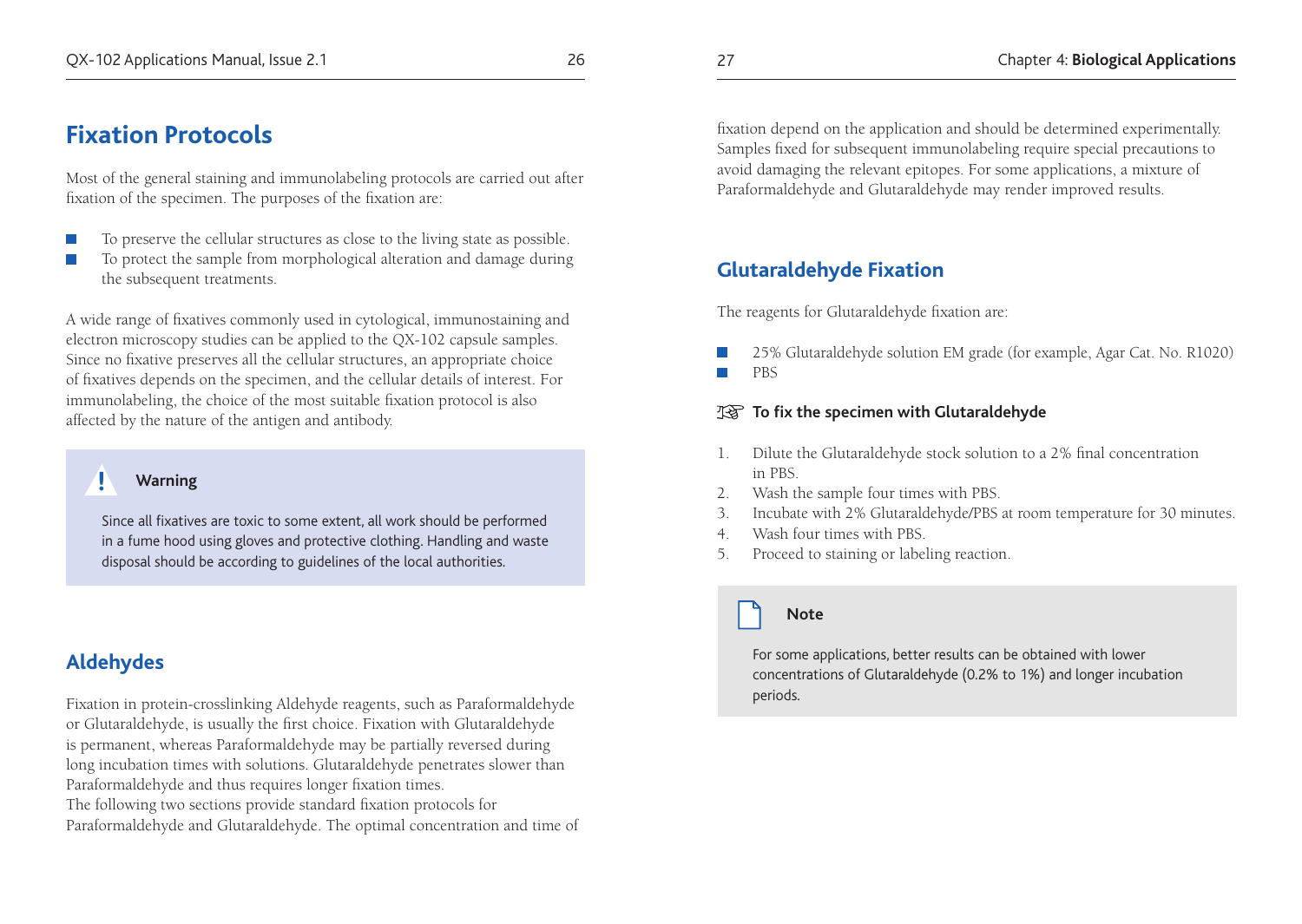## Fixation Protocols

Most of the general staining and immunolabeling protocols are carried out after fixation of the specimen. The purposes of the fixation are:

- To preserve the cellular structures as close to the living state as possible.
- To protect the sample from morphological alteration and damage during the subsequent treatments.

A wide range of fixatives commonly used in cytological, immunostaining and electron microscopy studies can be applied to the QX-102 capsule samples. Since no fixative preserves all the cellular structures, an appropriate choice of fixatives depends on the specimen, and the cellular details of interest. For immunolabeling, the choice of the most suitable fixation protocol is also affected by the nature of the antigen and antibody.

> **Warning**
>
> Since all fixatives are toxic to some extent, all work should be performed in a fume hood using gloves and protective clothing. Handling and waste disposal should be according to guidelines of the local authorities.

## Aldehydes

Fixation in protein-crosslinking Aldehyde reagents, such as Paraformaldehyde or Glutaraldehyde, is usually the first choice. Fixation with Glutaraldehyde is permanent, whereas Paraformaldehyde may be partially reversed during long incubation times with solutions. Glutaraldehyde penetrates slower than Paraformaldehyde and thus requires longer fixation times.
The following two sections provide standard fixation protocols for Paraformaldehyde and Glutaraldehyde. The optimal concentration and time of fixation depend on the application and should be determined experimentally. Samples fixed for subsequent immunolabeling require special precautions to avoid damaging the relevant epitopes. For some applications, a mixture of Paraformaldehyde and Glutaraldehyde may render improved results.

## Glutaraldehyde Fixation

The reagents for Glutaraldehyde fixation are:

- 25% Glutaraldehyde solution EM grade (for example, Agar Cat. No. R1020)
- PBS

**☞ To fix the specimen with Glutaraldehyde**

1. Dilute the Glutaraldehyde stock solution to a 2% final concentration in PBS.
2. Wash the sample four times with PBS.
3. Incubate with 2% Glutaraldehyde/PBS at room temperature for 30 minutes.
4. Wash four times with PBS.
5. Proceed to staining or labeling reaction.

> **Note**
>
> For some applications, better results can be obtained with lower concentrations of Glutaraldehyde (0.2% to 1%) and longer incubation periods.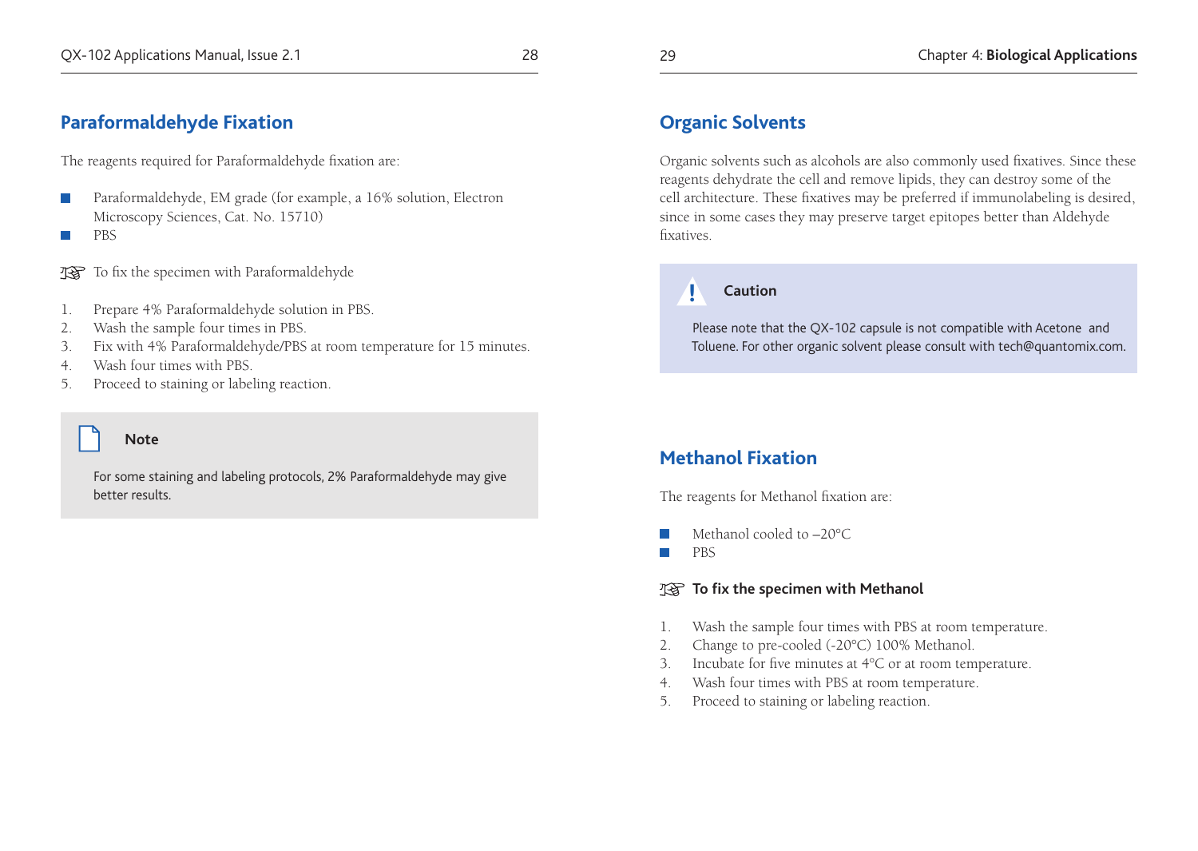## Paraformaldehyde Fixation

The reagents required for Paraformaldehyde fixation are:

- Paraformaldehyde, EM grade (for example, a 16% solution, Electron Microscopy Sciences, Cat. No. 15710)
- PBS

☞ To fix the specimen with Paraformaldehyde

1. Prepare 4% Paraformaldehyde solution in PBS.
2. Wash the sample four times in PBS.
3. Fix with 4% Paraformaldehyde/PBS at room temperature for 15 minutes.
4. Wash four times with PBS.
5. Proceed to staining or labeling reaction.

> **Note**
>
> For some staining and labeling protocols, 2% Paraformaldehyde may give better results.

## Organic Solvents

Organic solvents such as alcohols are also commonly used fixatives. Since these reagents dehydrate the cell and remove lipids, they can destroy some of the cell architecture. These fixatives may be preferred if immunolabeling is desired, since in some cases they may preserve target epitopes better than Aldehyde fixatives.

> **Caution**
>
> Please note that the QX-102 capsule is not compatible with Acetone and Toluene. For other organic solvent please consult with tech@quantomix.com.

## Methanol Fixation

The reagents for Methanol fixation are:

- Methanol cooled to –20°C
- PBS

☞ **To fix the specimen with Methanol**

1. Wash the sample four times with PBS at room temperature.
2. Change to pre-cooled (-20°C) 100% Methanol.
3. Incubate for five minutes at 4°C or at room temperature.
4. Wash four times with PBS at room temperature.
5. Proceed to staining or labeling reaction.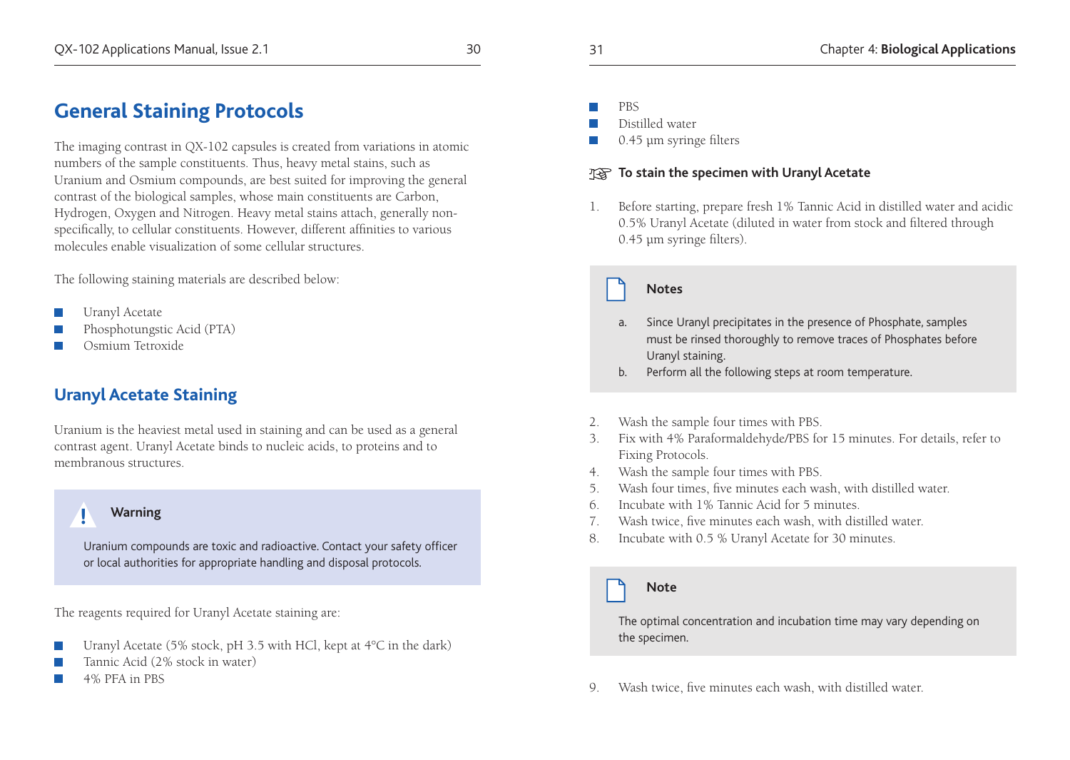# General Staining Protocols

The imaging contrast in QX-102 capsules is created from variations in atomic numbers of the sample constituents. Thus, heavy metal stains, such as Uranium and Osmium compounds, are best suited for improving the general contrast of the biological samples, whose main constituents are Carbon, Hydrogen, Oxygen and Nitrogen. Heavy metal stains attach, generally non-specifically, to cellular constituents. However, different affinities to various molecules enable visualization of some cellular structures.

The following staining materials are described below:

- Uranyl Acetate
- Phosphotungstic Acid (PTA)
- Osmium Tetroxide

## Uranyl Acetate Staining

Uranium is the heaviest metal used in staining and can be used as a general contrast agent. Uranyl Acetate binds to nucleic acids, to proteins and to membranous structures.

> **Warning**
>
> Uranium compounds are toxic and radioactive. Contact your safety officer or local authorities for appropriate handling and disposal protocols.

The reagents required for Uranyl Acetate staining are:

- Uranyl Acetate (5% stock, pH 3.5 with HCl, kept at 4°C in the dark)
- Tannic Acid (2% stock in water)
- 4% PFA in PBS
- PBS
- Distilled water
- 0.45 µm syringe filters

### To stain the specimen with Uranyl Acetate

1. Before starting, prepare fresh 1% Tannic Acid in distilled water and acidic 0.5% Uranyl Acetate (diluted in water from stock and filtered through 0.45 µm syringe filters).

> **Notes**
>
> a. Since Uranyl precipitates in the presence of Phosphate, samples must be rinsed thoroughly to remove traces of Phosphates before Uranyl staining.
>
> b. Perform all the following steps at room temperature.

2. Wash the sample four times with PBS.
3. Fix with 4% Paraformaldehyde/PBS for 15 minutes. For details, refer to Fixing Protocols.
4. Wash the sample four times with PBS.
5. Wash four times, five minutes each wash, with distilled water.
6. Incubate with 1% Tannic Acid for 5 minutes.
7. Wash twice, five minutes each wash, with distilled water.
8. Incubate with 0.5 % Uranyl Acetate for 30 minutes.

> **Note**
>
> The optimal concentration and incubation time may vary depending on the specimen.

9. Wash twice, five minutes each wash, with distilled water.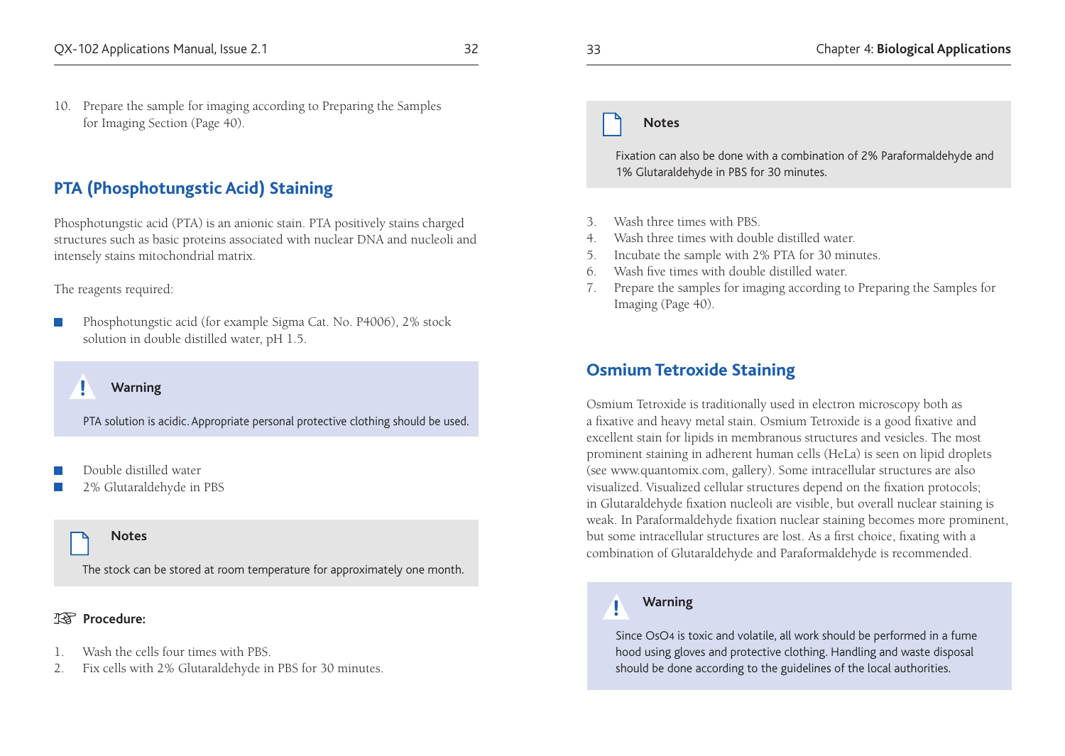10. Prepare the sample for imaging according to Preparing the Samples for Imaging Section (Page 40).

## PTA (Phosphotungstic Acid) Staining

Phosphotungstic acid (PTA) is an anionic stain. PTA positively stains charged structures such as basic proteins associated with nuclear DNA and nucleoli and intensely stains mitochondrial matrix.

The reagents required:

- Phosphotungstic acid (for example Sigma Cat. No. P4006), 2% stock solution in double distilled water, pH 1.5.

> **Warning**
>
> PTA solution is acidic. Appropriate personal protective clothing should be used.

- Double distilled water
- 2% Glutaraldehyde in PBS

> **Notes**
>
> The stock can be stored at room temperature for approximately one month.

**Procedure:**

1. Wash the cells four times with PBS.
2. Fix cells with 2% Glutaraldehyde in PBS for 30 minutes.

> **Notes**
>
> Fixation can also be done with a combination of 2% Paraformaldehyde and 1% Glutaraldehyde in PBS for 30 minutes.

3. Wash three times with PBS.
4. Wash three times with double distilled water.
5. Incubate the sample with 2% PTA for 30 minutes.
6. Wash five times with double distilled water.
7. Prepare the samples for imaging according to Preparing the Samples for Imaging (Page 40).

## Osmium Tetroxide Staining

Osmium Tetroxide is traditionally used in electron microscopy both as a fixative and heavy metal stain. Osmium Tetroxide is a good fixative and excellent stain for lipids in membranous structures and vesicles. The most prominent staining in adherent human cells (HeLa) is seen on lipid droplets (see www.quantomix.com, gallery). Some intracellular structures are also visualized. Visualized cellular structures depend on the fixation protocols; in Glutaraldehyde fixation nucleoli are visible, but overall nuclear staining is weak. In Paraformaldehyde fixation nuclear staining becomes more prominent, but some intracellular structures are lost. As a first choice, fixating with a combination of Glutaraldehyde and Paraformaldehyde is recommended.

> **Warning**
>
> Since $OsO_4$ is toxic and volatile, all work should be performed in a fume hood using gloves and protective clothing. Handling and waste disposal should be done according to the guidelines of the local authorities.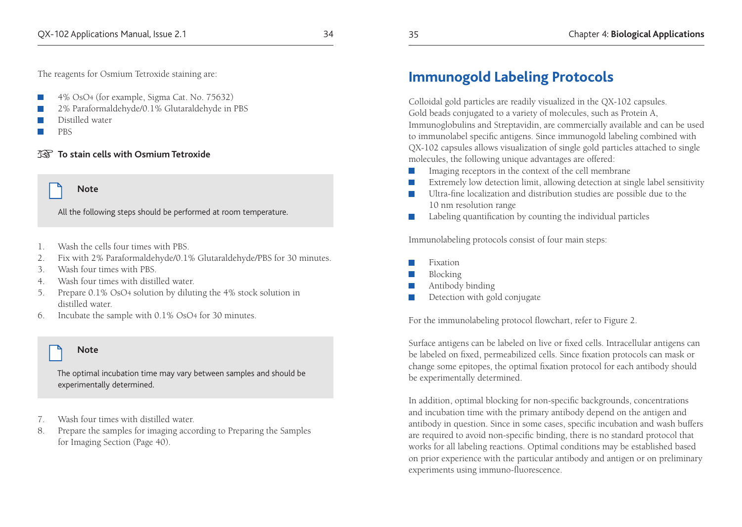The reagents for Osmium Tetroxide staining are:

- 4% $OsO_4$ (for example, Sigma Cat. No. 75632)
- 2% Paraformaldehyde/0.1% Glutaraldehyde in PBS
- Distilled water
- PBS

**☞ To stain cells with Osmium Tetroxide**

> **Note**
>
> All the following steps should be performed at room temperature.

1. Wash the cells four times with PBS.
2. Fix with 2% Paraformaldehyde/0.1% Glutaraldehyde/PBS for 30 minutes.
3. Wash four times with PBS.
4. Wash four times with distilled water.
5. Prepare 0.1% $OsO_4$ solution by diluting the 4% stock solution in distilled water.
6. Incubate the sample with 0.1% $OsO_4$ for 30 minutes.

> **Note**
>
> The optimal incubation time may vary between samples and should be experimentally determined.

7. Wash four times with distilled water.
8. Prepare the samples for imaging according to Preparing the Samples for Imaging Section (Page 40).

# Immunogold Labeling Protocols

Colloidal gold particles are readily visualized in the QX-102 capsules. Gold beads conjugated to a variety of molecules, such as Protein A, Immunoglobulins and Streptavidin, are commercially available and can be used to immunolabel specific antigens. Since immunogold labeling combined with QX-102 capsules allows visualization of single gold particles attached to single molecules, the following unique advantages are offered:

- Imaging receptors in the context of the cell membrane
- Extremely low detection limit, allowing detection at single label sensitivity
- Ultra-fine localization and distribution studies are possible due to the 10 nm resolution range
- Labeling quantification by counting the individual particles

Immunolabeling protocols consist of four main steps:

- Fixation
- Blocking
- Antibody binding
- Detection with gold conjugate

For the immunolabeling protocol flowchart, refer to Figure 2.

Surface antigens can be labeled on live or fixed cells. Intracellular antigens can be labeled on fixed, permeabilized cells. Since fixation protocols can mask or change some epitopes, the optimal fixation protocol for each antibody should be experimentally determined.

In addition, optimal blocking for non-specific backgrounds, concentrations and incubation time with the primary antibody depend on the antigen and antibody in question. Since in some cases, specific incubation and wash buffers are required to avoid non-specific binding, there is no standard protocol that works for all labeling reactions. Optimal conditions may be established based on prior experience with the particular antibody and antigen or on preliminary experiments using immuno-fluorescence.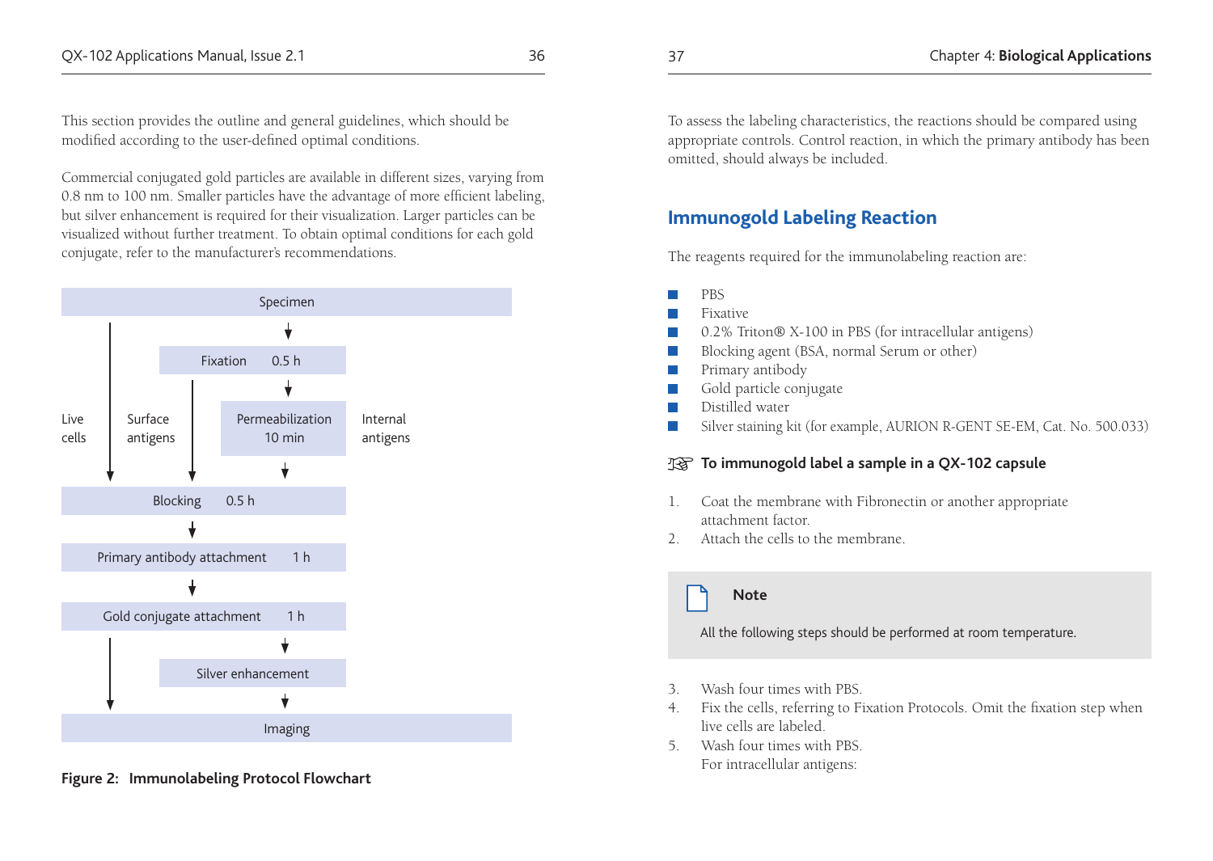This section provides the outline and general guidelines, which should be modified according to the user-defined optimal conditions.

Commercial conjugated gold particles are available in different sizes, varying from 0.8 nm to 100 nm. Smaller particles have the advantage of more efficient labeling, but silver enhancement is required for their visualization. Larger particles can be visualized without further treatment. To obtain optimal conditions for each gold conjugate, refer to the manufacturer's recommendations.

Specimen

Fixation 0.5 h

Live cells | Surface antigens | Permeabilization 10 min | Internal antigens

Blocking 0.5 h

Primary antibody attachment 1 h

Gold conjugate attachment 1 h

Silver enhancement

Imaging

**Figure 2: Immunolabeling Protocol Flowchart**

To assess the labeling characteristics, the reactions should be compared using appropriate controls. Control reaction, in which the primary antibody has been omitted, should always be included.

## Immunogold Labeling Reaction

The reagents required for the immunolabeling reaction are:

- PBS
- Fixative
- 0.2% Triton® X-100 in PBS (for intracellular antigens)
- Blocking agent (BSA, normal Serum or other)
- Primary antibody
- Gold particle conjugate
- Distilled water
- Silver staining kit (for example, AURION R-GENT SE-EM, Cat. No. 500.033)

### ☞ To immunogold label a sample in a QX-102 capsule

1. Coat the membrane with Fibronectin or another appropriate attachment factor.
2. Attach the cells to the membrane.

> **Note**
>
> All the following steps should be performed at room temperature.

3. Wash four times with PBS.
4. Fix the cells, referring to Fixation Protocols. Omit the fixation step when live cells are labeled.
5. Wash four times with PBS.
   For intracellular antigens: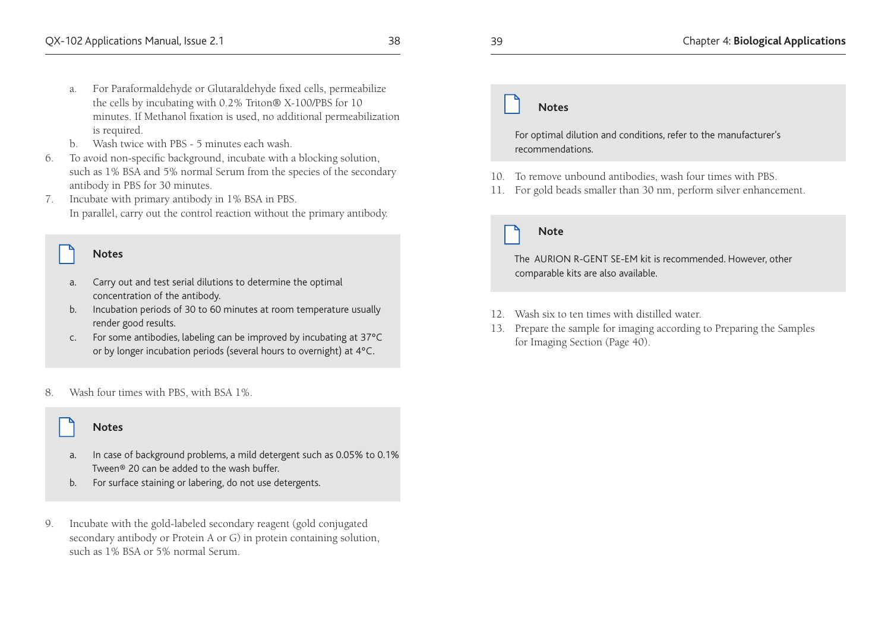a. For Paraformaldehyde or Glutaraldehyde fixed cells, permeabilize the cells by incubating with 0.2% Triton® X-100/PBS for 10 minutes. If Methanol fixation is used, no additional permeabilization is required.
   b. Wash twice with PBS - 5 minutes each wash.

6. To avoid non-specific background, incubate with a blocking solution, such as 1% BSA and 5% normal Serum from the species of the secondary antibody in PBS for 30 minutes.
7. Incubate with primary antibody in 1% BSA in PBS.
   In parallel, carry out the control reaction without the primary antibody.

> **Notes**
>
> a. Carry out and test serial dilutions to determine the optimal concentration of the antibody.
> b. Incubation periods of 30 to 60 minutes at room temperature usually render good results.
> c. For some antibodies, labeling can be improved by incubating at 37°C or by longer incubation periods (several hours to overnight) at 4°C.

8. Wash four times with PBS, with BSA 1%.

> **Notes**
>
> a. In case of background problems, a mild detergent such as 0.05% to 0.1% Tween® 20 can be added to the wash buffer.
> b. For surface staining or labering, do not use detergents.

9. Incubate with the gold-labeled secondary reagent (gold conjugated secondary antibody or Protein A or G) in protein containing solution, such as 1% BSA or 5% normal Serum.

> **Notes**
>
> For optimal dilution and conditions, refer to the manufacturer's recommendations.

10. To remove unbound antibodies, wash four times with PBS.
11. For gold beads smaller than 30 nm, perform silver enhancement.

> **Note**
>
> The AURION R-GENT SE-EM kit is recommended. However, other comparable kits are also available.

12. Wash six to ten times with distilled water.
13. Prepare the sample for imaging according to Preparing the Samples for Imaging Section (Page 40).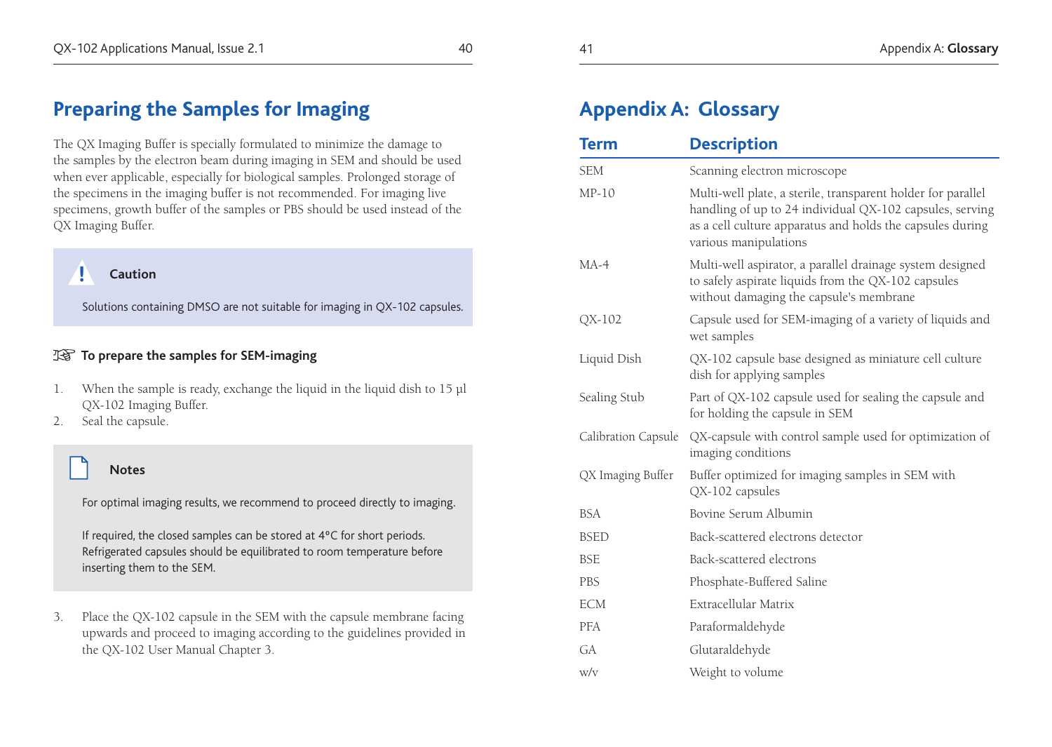## Preparing the Samples for Imaging

The QX Imaging Buffer is specially formulated to minimize the damage to the samples by the electron beam during imaging in SEM and should be used when ever applicable, especially for biological samples. Prolonged storage of the specimens in the imaging buffer is not recommended. For imaging live specimens, growth buffer of the samples or PBS should be used instead of the QX Imaging Buffer.

> **Caution**
>
> Solutions containing DMSO are not suitable for imaging in QX-102 capsules.

☞ **To prepare the samples for SEM-imaging**

1. When the sample is ready, exchange the liquid in the liquid dish to 15 µl QX-102 Imaging Buffer.
2. Seal the capsule.

> **Notes**
>
> For optimal imaging results, we recommend to proceed directly to imaging.
>
> If required, the closed samples can be stored at 4°C for short periods. Refrigerated capsules should be equilibrated to room temperature before inserting them to the SEM.

3. Place the QX-102 capsule in the SEM with the capsule membrane facing upwards and proceed to imaging according to the guidelines provided in the QX-102 User Manual Chapter 3.

# Appendix A: Glossary

| Term | Description |
|---|---|
| SEM | Scanning electron microscope |
| MP-10 | Multi-well plate, a sterile, transparent holder for parallel handling of up to 24 individual QX-102 capsules, serving as a cell culture apparatus and holds the capsules during various manipulations |
| MA-4 | Multi-well aspirator, a parallel drainage system designed to safely aspirate liquids from the QX-102 capsules without damaging the capsule's membrane |
| QX-102 | Capsule used for SEM-imaging of a variety of liquids and wet samples |
| Liquid Dish | QX-102 capsule base designed as miniature cell culture dish for applying samples |
| Sealing Stub | Part of QX-102 capsule used for sealing the capsule and for holding the capsule in SEM |
| Calibration Capsule | QX-capsule with control sample used for optimization of imaging conditions |
| QX Imaging Buffer | Buffer optimized for imaging samples in SEM with QX-102 capsules |
| BSA | Bovine Serum Albumin |
| BSED | Back-scattered electrons detector |
| BSE | Back-scattered electrons |
| PBS | Phosphate-Buffered Saline |
| ECM | Extracellular Matrix |
| PFA | Paraformaldehyde |
| GA | Glutaraldehyde |
| w/v | Weight to volume |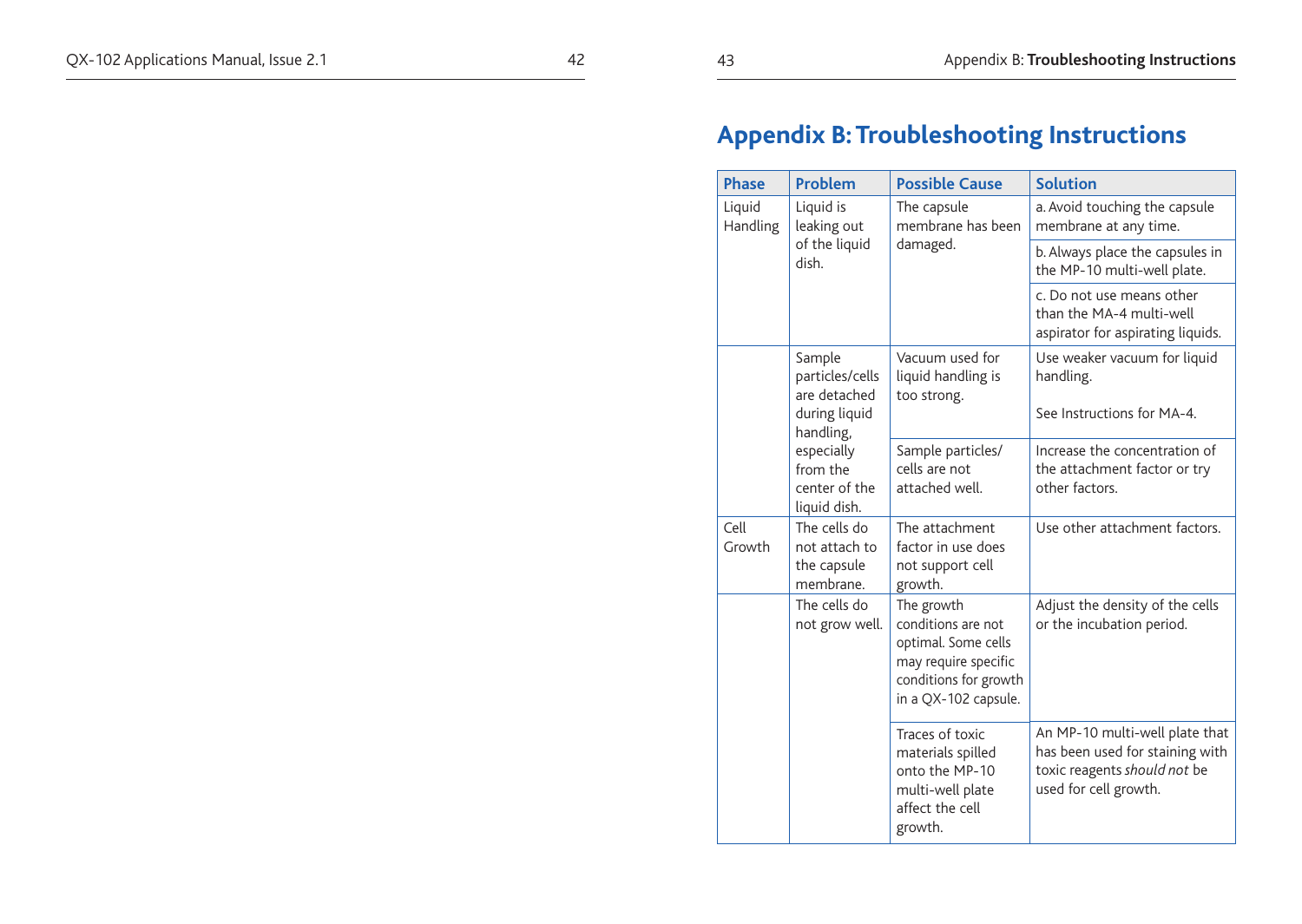# Appendix B: Troubleshooting Instructions

| Phase | Problem | Possible Cause | Solution |
|---|---|---|---|
| Liquid Handling | Liquid is leaking out of the liquid dish. | The capsule membrane has been damaged. | a. Avoid touching the capsule membrane at any time. |
| | | | b. Always place the capsules in the MP-10 multi-well plate. |
| | | | c. Do not use means other than the MA-4 multi-well aspirator for aspirating liquids. |
| | Sample particles/cells are detached during liquid handling, especially from the center of the liquid dish. | Vacuum used for liquid handling is too strong. | Use weaker vacuum for liquid handling.<br><br>See Instructions for MA-4. |
| | | Sample particles/ cells are not attached well. | Increase the concentration of the attachment factor or try other factors. |
| Cell Growth | The cells do not attach to the capsule membrane. | The attachment factor in use does not support cell growth. | Use other attachment factors. |
| | The cells do not grow well. | The growth conditions are not optimal. Some cells may require specific conditions for growth in a QX-102 capsule. | Adjust the density of the cells or the incubation period. |
| | | Traces of toxic materials spilled onto the MP-10 multi-well plate affect the cell growth. | An MP-10 multi-well plate that has been used for staining with toxic reagents *should not* be used for cell growth. |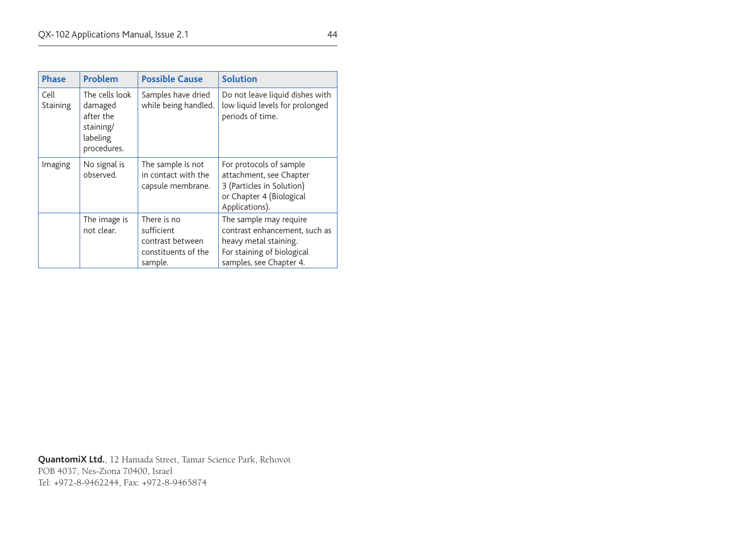| Phase | Problem | Possible Cause | Solution |
| --- | --- | --- | --- |
| Cell Staining | The cells look damaged after the staining/ labeling procedures. | Samples have dried while being handled. | Do not leave liquid dishes with low liquid levels for prolonged periods of time. |
| Imaging | No signal is observed. | The sample is not in contact with the capsule membrane. | For protocols of sample attachment, see Chapter 3 (Particles in Solution) or Chapter 4 (Biological Applications). |
| | The image is not clear. | There is no sufficient contrast between constituents of the sample. | The sample may require contrast enhancement, such as heavy metal staining. For staining of biological samples, see Chapter 4. |

**QuantomiX Ltd.**, 12 Hamada Street, Tamar Science Park, Rehovot
POB 4037, Nes-Ziona 70400, Israel
Tel: +972-8-9462244, Fax: +972-8-9465874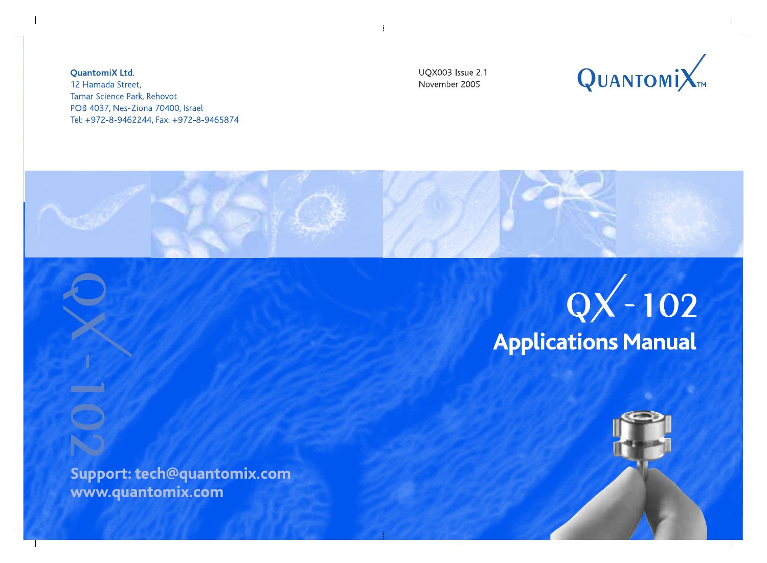**QuantomiX Ltd.**
12 Hamada Street,
Tamar Science Park, Rehovot
POB 4037, Nes-Ziona 70400, Israel
Tel: +972-8-9462244, Fax: +972-8-9465874

UQX003 Issue 2.1
November 2005

QUANTOMIX™

# QX-102
## Applications Manual

QX-102

**Support: tech@quantomix.com**
**www.quantomix.com**